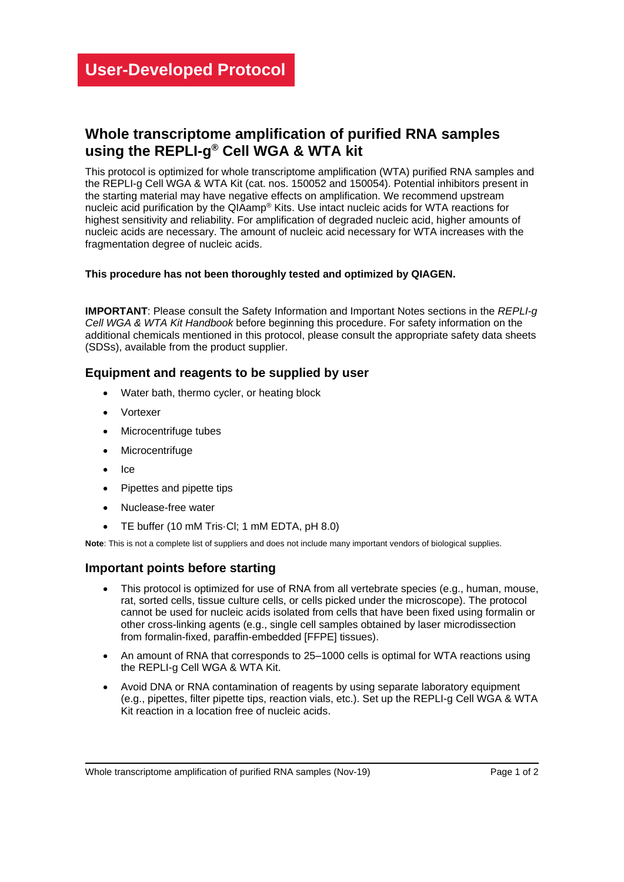# User-Developed Protocol

## Whole transcriptome amplification of purified RNA samples using the REPLI-g® Cell WGA & WTA kit

This protocol is optimized for whole transcriptome amplification (WTA) purified RNA samples and the REPLI-g Cell WGA & WTA Kit (cat. nos. 150052 and 150054). Potential inhibitors present in the starting material may have negative effects on amplification. We recommend upstream nucleic acid purification by the QIAamp® Kits. Use intact nucleic acids for WTA reactions for highest sensitivity and reliability. For amplification of degraded nucleic acid, higher amounts of nucleic acids are necessary. The amount of nucleic acid necessary for WTA increases with the fragmentation degree of nucleic acids.

**This procedure has not been thoroughly tested and optimized by QIAGEN.**

**IMPORTANT**: Please consult the Safety Information and Important Notes sections in the *REPLI-g Cell WGA & WTA Kit Handbook* before beginning this procedure. For safety information on the additional chemicals mentioned in this protocol, please consult the appropriate safety data sheets (SDSs), available from the product supplier.

### Equipment and reagents to be supplied by user

- Water bath, thermo cycler, or heating block
- Vortexer
- Microcentrifuge tubes
- Microcentrifuge
- Ice
- Pipettes and pipette tips
- Nuclease-free water
- TE buffer (10 mM Tris·Cl; 1 mM EDTA, pH 8.0)

**Note**: This is not a complete list of suppliers and does not include many important vendors of biological supplies.

### Important points before starting

- This protocol is optimized for use of RNA from all vertebrate species (e.g., human, mouse, rat, sorted cells, tissue culture cells, or cells picked under the microscope). The protocol cannot be used for nucleic acids isolated from cells that have been fixed using formalin or other cross-linking agents (e.g., single cell samples obtained by laser microdissection from formalin-fixed, paraffin-embedded [FFPE] tissues).
- An amount of RNA that corresponds to 25–1000 cells is optimal for WTA reactions using the REPLI-g Cell WGA & WTA Kit.
- Avoid DNA or RNA contamination of reagents by using separate laboratory equipment (e.g., pipettes, filter pipette tips, reaction vials, etc.). Set up the REPLI-g Cell WGA & WTA Kit reaction in a location free of nucleic acids.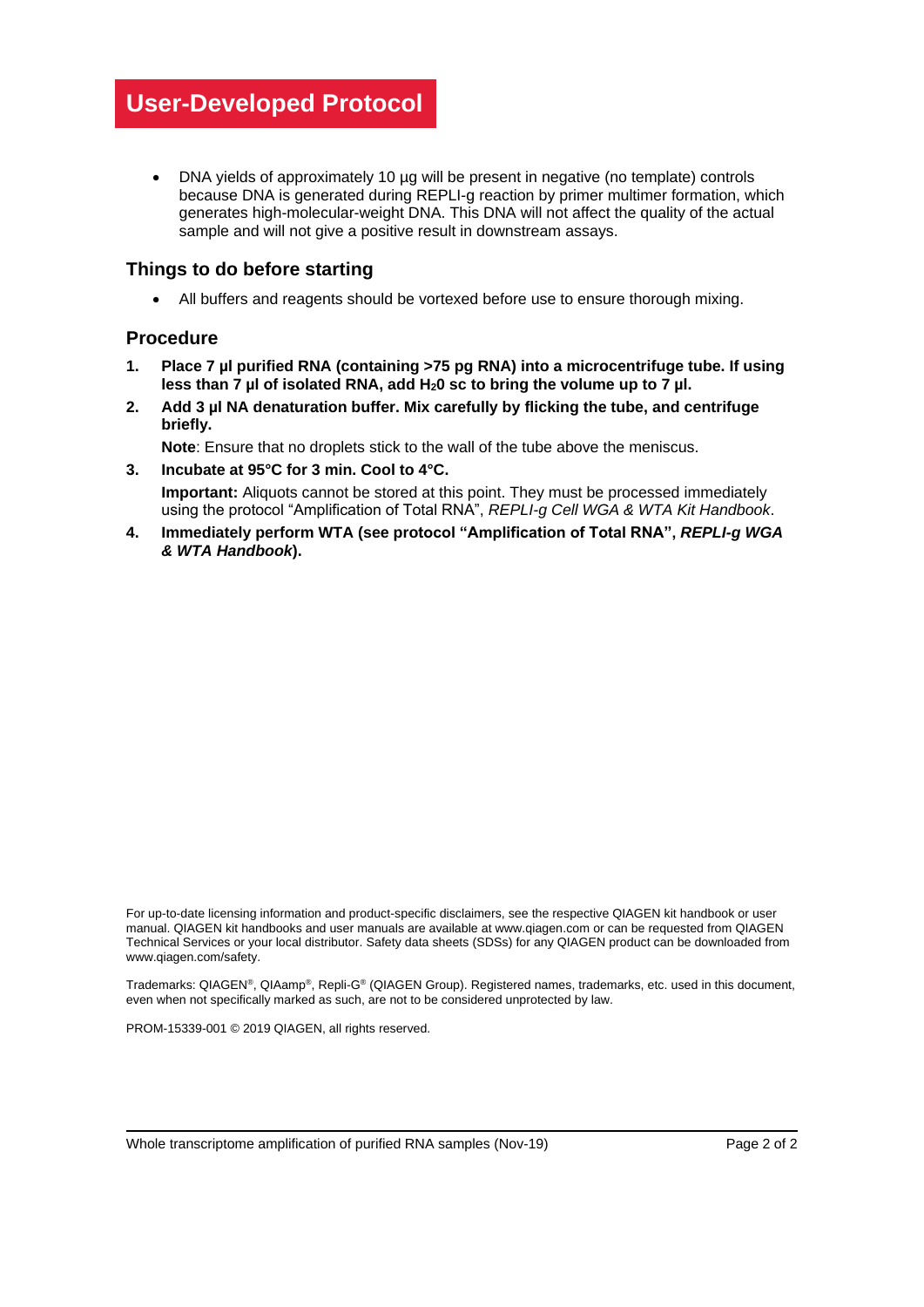## User-Developed Protocol

- DNA yields of approximately 10 µg will be present in negative (no template) controls because DNA is generated during REPLI-g reaction by primer multimer formation, which generates high-molecular-weight DNA. This DNA will not affect the quality of the actual sample and will not give a positive result in downstream assays.

### Things to do before starting

- All buffers and reagents should be vortexed before use to ensure thorough mixing.

### Procedure

1. **Place 7 µl purified RNA (containing >75 pg RNA) into a microcentrifuge tube. If using less than 7 µl of isolated RNA, add $H_20$ sc to bring the volume up to 7 µl.**
2. **Add 3 µl NA denaturation buffer. Mix carefully by flicking the tube, and centrifuge briefly.**

   **Note**: Ensure that no droplets stick to the wall of the tube above the meniscus.
3. **Incubate at 95°C for 3 min. Cool to 4°C.**

   **Important:** Aliquots cannot be stored at this point. They must be processed immediately using the protocol "Amplification of Total RNA", *REPLI-g Cell WGA & WTA Kit Handbook*.
4. **Immediately perform WTA (see protocol "Amplification of Total RNA", *REPLI-g WGA & WTA Handbook*).**

For up-to-date licensing information and product-specific disclaimers, see the respective QIAGEN kit handbook or user manual. QIAGEN kit handbooks and user manuals are available at www.qiagen.com or can be requested from QIAGEN Technical Services or your local distributor. Safety data sheets (SDSs) for any QIAGEN product can be downloaded from www.qiagen.com/safety.

Trademarks: QIAGEN®, QIAamp®, Repli-G® (QIAGEN Group). Registered names, trademarks, etc. used in this document, even when not specifically marked as such, are not to be considered unprotected by law.

PROM-15339-001 © 2019 QIAGEN, all rights reserved.